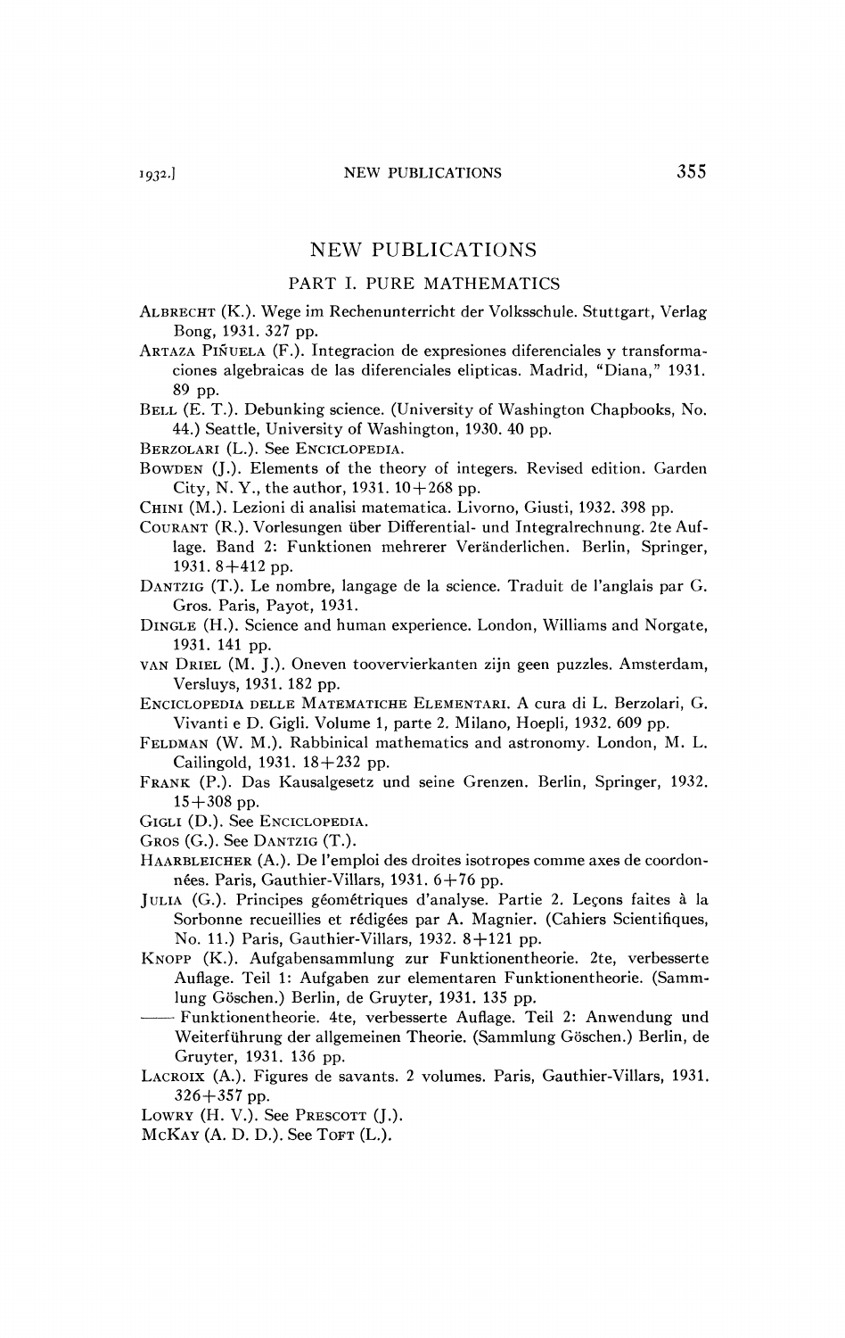# NEW PUBLICATIONS

## PART I. PURE MATHEMATICS

ALBRECHT (K.). Wege im Rechenunterricht der Volksschule. Stuttgart, Verlag Bong, 1931. 327 pp.

ARTAZA PIÑUELA (F.). Integracion de expresiones diferenciales y transformaciones algebraicas de las diferenciales elipticas. Madrid, "Diana," 1931. 89 pp.

BELL (E. T.). Debunking science. (University of Washington Chapbooks, No. 44.) Seattle, University of Washington, 1930. 40 pp.

BERZOLARI (L.). See ENCICLOPEDIA.

BOWDEN (J.). Elements of the theory of integers. Revised edition. Garden City, N. Y., the author, 1931. 10+268 pp.

CHINI (M.). Lezioni di analisi matematica. Livorno, Giusti, 1932. 398 pp.

COURANT (R.). Vorlesungen über Differential- und Integralrechnung. 2te Auflage. Band 2: Funktionen mehrerer Veränderlichen. Berlin, Springer, 1931. 8+412 pp.

DANTZIG (T.). Le nombre, langage de la science. Traduit de l'anglais par G. Gros. Paris, Payot, 1931.

DINGLE (H.). Science and human experience. London, Williams and Norgate, 1931. 141 pp.

VAN DRIEL (M. J.). Oneven tooververvierkanten zijn geen puzzles. Amsterdam, Versluys, 1931. 182 pp.

ENCICLOPEDIA DELLE MATEMATICHE ELEMENTARI. A cura di L. Berzolari, G. Vivanti e D. Gigli. Volume 1, parte 2. Milano, Hoepli, 1932. 609 pp.

FELDMAN (W. M.). Rabbinical mathematics and astronomy. London, M. L. Cailingold, 1931. 18+232 pp.

FRANK (P.). Das Kausalgesetz und seine Grenzen. Berlin, Springer, 1932. 15+308 pp.

GIGLI (D.). See ENCICLOPEDIA.

GROS (G.). See DANTZIG (T.).

HAARBLEICHER (A.). De l'emploi des droites isotropes comme axes de coordonnées. Paris, Gauthier-Villars, 1931. 6+76 pp.

JULIA (G.). Principes géométriques d'analyse. Partie 2. Leçons faites à la Sorbonne recueillies et rédigées par A. Magnier. (Cahiers Scientifiques, No. 11.) Paris, Gauthier-Villars, 1932. 8+121 pp.

KNOPP (K.). Aufgabensammlung zur Funktionentheorie. 2te, verbesserte Auflage. Teil 1: Aufgaben zur elementaren Funktionentheorie. (Sammlung Göschen.) Berlin, de Gruyter, 1931. 135 pp.

—— Funktionentheorie. 4te, verbesserte Auflage. Teil 2: Anwendung und Weiterführung der allgemeinen Theorie. (Sammlung Göschen.) Berlin, de Gruyter, 1931. 136 pp.

LACROIX (A.). Figures de savants. 2 volumes. Paris, Gauthier-Villars, 1931. 326+357 pp.

LOWRY (H. V.). See PRESCOTT (J.).

MCKAY (A. D. D.). See TOFT (L.).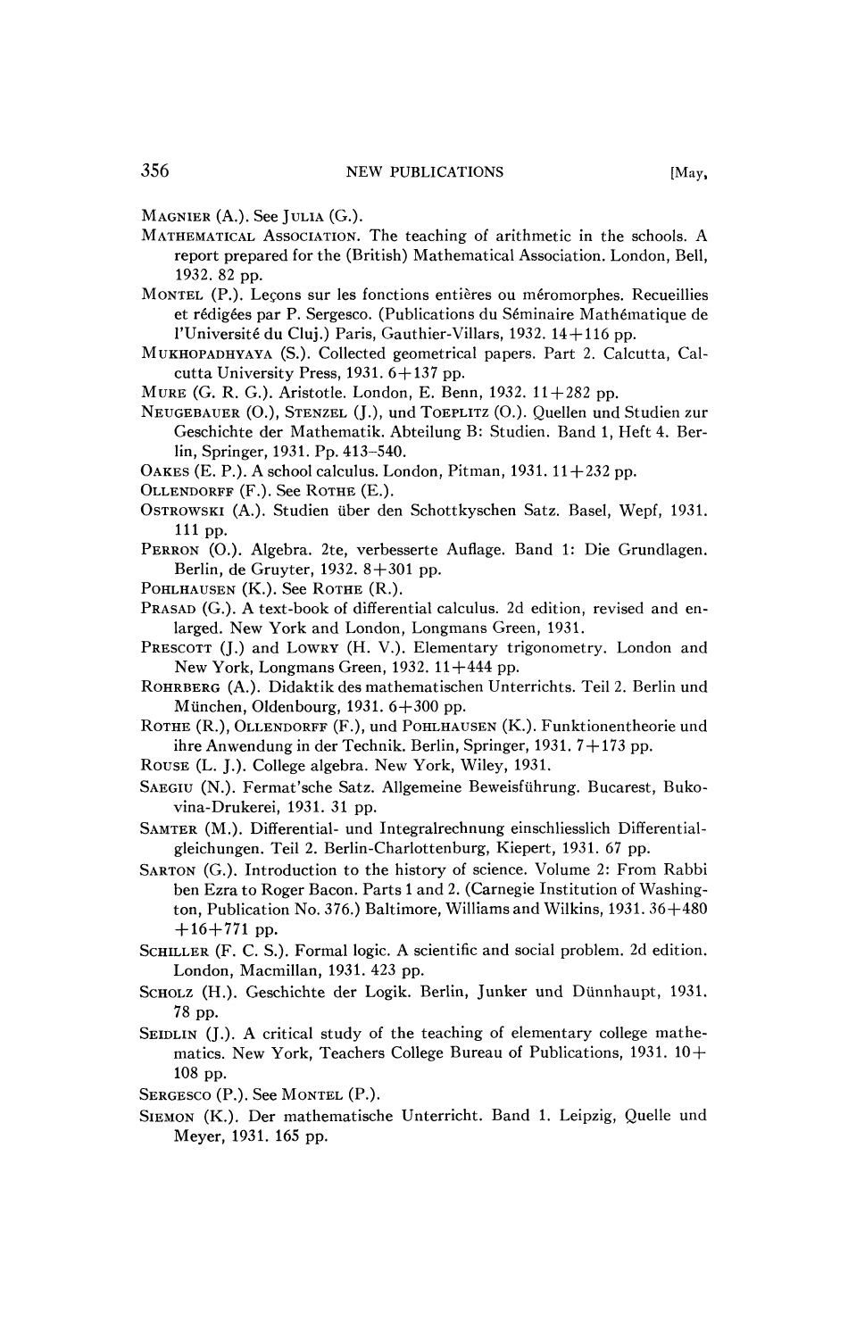MAGNIER (A.). See JULIA (G.).

MATHEMATICAL ASSOCIATION. The teaching of arithmetic in the schools. A report prepared for the (British) Mathematical Association. London, Bell, 1932. 82 pp.

MONTEL (P.). Leçons sur les fonctions entières ou méromorphes. Recueillies et rédigées par P. Sergesco. (Publications du Séminaire Mathématique de l'Université du Cluj.) Paris, Gauthier-Villars, 1932. 14+116 pp.

MUKHOPADHYAYA (S.). Collected geometrical papers. Part 2. Calcutta, Calcutta University Press, 1931. 6+137 pp.

MURE (G. R. G.). Aristotle. London, E. Benn, 1932. 11+282 pp.

NEUGEBAUER (O.), STENZEL (J.), und TOEPLITZ (O.). Quellen und Studien zur Geschichte der Mathematik. Abteilung B: Studien. Band 1, Heft 4. Berlin, Springer, 1931. Pp. 413–540.

OAKES (E. P.). A school calculus. London, Pitman, 1931. 11+232 pp.

OLLENDORFF (F.). See ROTHE (E.).

OSTROWSKI (A.). Studien über den Schottkyschen Satz. Basel, Wepf, 1931. 111 pp.

PERRON (O.). Algebra. 2te, verbesserte Auflage. Band 1: Die Grundlagen. Berlin, de Gruyter, 1932. 8+301 pp.

POHLHAUSEN (K.). See ROTHE (R.).

PRASAD (G.). A text-book of differential calculus. 2d edition, revised and enlarged. New York and London, Longmans Green, 1931.

PRESCOTT (J.) and LOWRY (H. V.). Elementary trigonometry. London and New York, Longmans Green, 1932. 11+444 pp.

ROHRBERG (A.). Didaktik des mathematischen Unterrichts. Teil 2. Berlin und München, Oldenbourg, 1931. 6+300 pp.

ROTHE (R.), OLLENDORFF (F.), und POHLHAUSEN (K.). Funktionentheorie und ihre Anwendung in der Technik. Berlin, Springer, 1931. 7+173 pp.

ROUSE (L. J.). College algebra. New York, Wiley, 1931.

SAEGIU (N.). Fermat'sche Satz. Allgemeine Beweisführung. Bucarest, Bukovina-Drukerei, 1931. 31 pp.

SAMTER (M.). Differential- und Integralrechnung einschliesslich Differentialgleichungen. Teil 2. Berlin-Charlottenburg, Kiepert, 1931. 67 pp.

SARTON (G.). Introduction to the history of science. Volume 2: From Rabbi ben Ezra to Roger Bacon. Parts 1 and 2. (Carnegie Institution of Washington, Publication No. 376.) Baltimore, Williams and Wilkins, 1931. 36+480 +16+771 pp.

SCHILLER (F. C. S.). Formal logic. A scientific and social problem. 2d edition. London, Macmillan, 1931. 423 pp.

SCHOLZ (H.). Geschichte der Logik. Berlin, Junker und Dünnhaupt, 1931. 78 pp.

SEIDLIN (J.). A critical study of the teaching of elementary college mathematics. New York, Teachers College Bureau of Publications, 1931. 10+108 pp.

SERGESCO (P.). See MONTEL (P.).

SIEMON (K.). Der mathematische Unterricht. Band 1. Leipzig, Quelle und Meyer, 1931. 165 pp.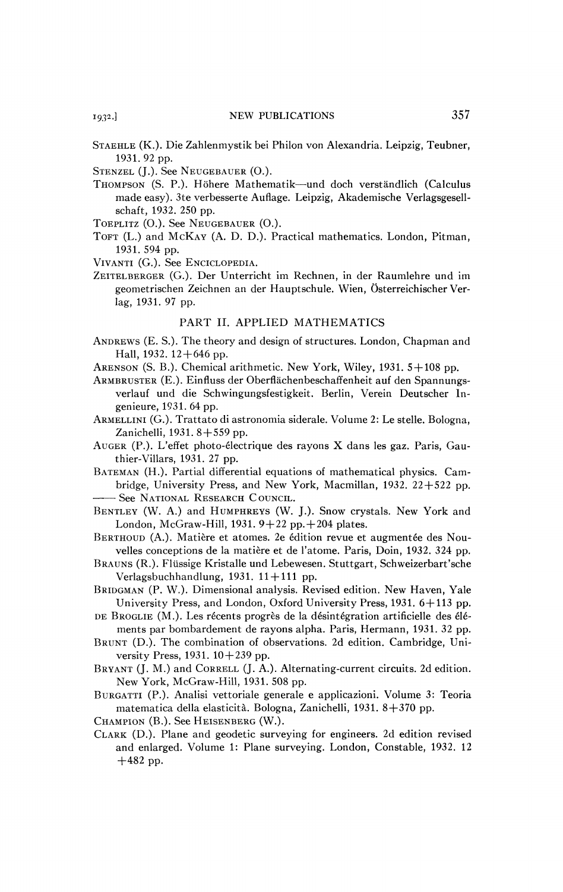STAEHLE (K.). Die Zahlenmystik bei Philon von Alexandria. Leipzig, Teubner, 1931. 92 pp.

STENZEL (J.). See NEUGEBAUER (O.).

THOMPSON (S. P.). Höhere Mathematik—und doch verständlich (Calculus made easy). 3te verbesserte Auflage. Leipzig, Akademische Verlagsgesellschaft, 1932. 250 pp.

TOEPLITZ (O.). See NEUGEBAUER (O.).

TOFT (L.) and MCKAY (A. D. D.). Practical mathematics. London, Pitman, 1931. 594 pp.

VIVANTI (G.). See ENCICLOPEDIA.

ZEITELBERGER (G.). Der Unterricht im Rechnen, in der Raumlehre und im geometrischen Zeichnen an der Hauptschule. Wien, Österreichischer Verlag, 1931. 97 pp.

## PART II. APPLIED MATHEMATICS

ANDREWS (E. S.). The theory and design of structures. London, Chapman and Hall, 1932. 12+646 pp.

ARENSON (S. B.). Chemical arithmetic. New York, Wiley, 1931. 5+108 pp.

ARMBRUSTER (E.). Einfluss der Oberflächenbeschaffenheit auf den Spannungsverlauf und die Schwingungsfestigkeit. Berlin, Verein Deutscher Ingenieure, 1931. 64 pp.

ARMELLINI (G.). Trattato di astronomia siderale. Volume 2: Le stelle. Bologna, Zanichelli, 1931. 8+559 pp.

AUGER (P.). L'effet photo-électrique des rayons X dans les gaz. Paris, Gauthier-Villars, 1931. 27 pp.

BATEMAN (H.). Partial differential equations of mathematical physics. Cambridge, University Press, and New York, Macmillan, 1932. 22+522 pp.

—— See NATIONAL RESEARCH COUNCIL.

BENTLEY (W. A.) and HUMPHREYS (W. J.). Snow crystals. New York and London, McGraw-Hill, 1931. 9+22 pp.+204 plates.

BERTHOUD (A.). Matière et atomes. 2e édition revue et augmentée des Nouvelles conceptions de la matière et de l'atome. Paris, Doin, 1932. 324 pp.

BRAUNS (R.). Flüssige Kristalle und Lebewesen. Stuttgart, Schweizerbart'sche Verlagsbuchhandlung, 1931. 11+111 pp.

BRIDGMAN (P. W.). Dimensional analysis. Revised edition. New Haven, Yale University Press, and London, Oxford University Press, 1931. 6+113 pp.

DE BROGLIE (M.). Les récents progrès de la désintégration artificielle des éléments par bombardement de rayons alpha. Paris, Hermann, 1931. 32 pp.

BRUNT (D.). The combination of observations. 2d edition. Cambridge, University Press, 1931. 10+239 pp.

BRYANT (J. M.) and CORRELL (J. A.). Alternating-current circuits. 2d edition. New York, McGraw-Hill, 1931. 508 pp.

BURGATTI (P.). Analisi vettoriale generale e applicazioni. Volume 3: Teoria matematica della elasticità. Bologna, Zanichelli, 1931. 8+370 pp.

CHAMPION (B.). See HEISENBERG (W.).

CLARK (D.). Plane and geodetic surveying for engineers. 2d edition revised and enlarged. Volume 1: Plane surveying. London, Constable, 1932. 12+482 pp.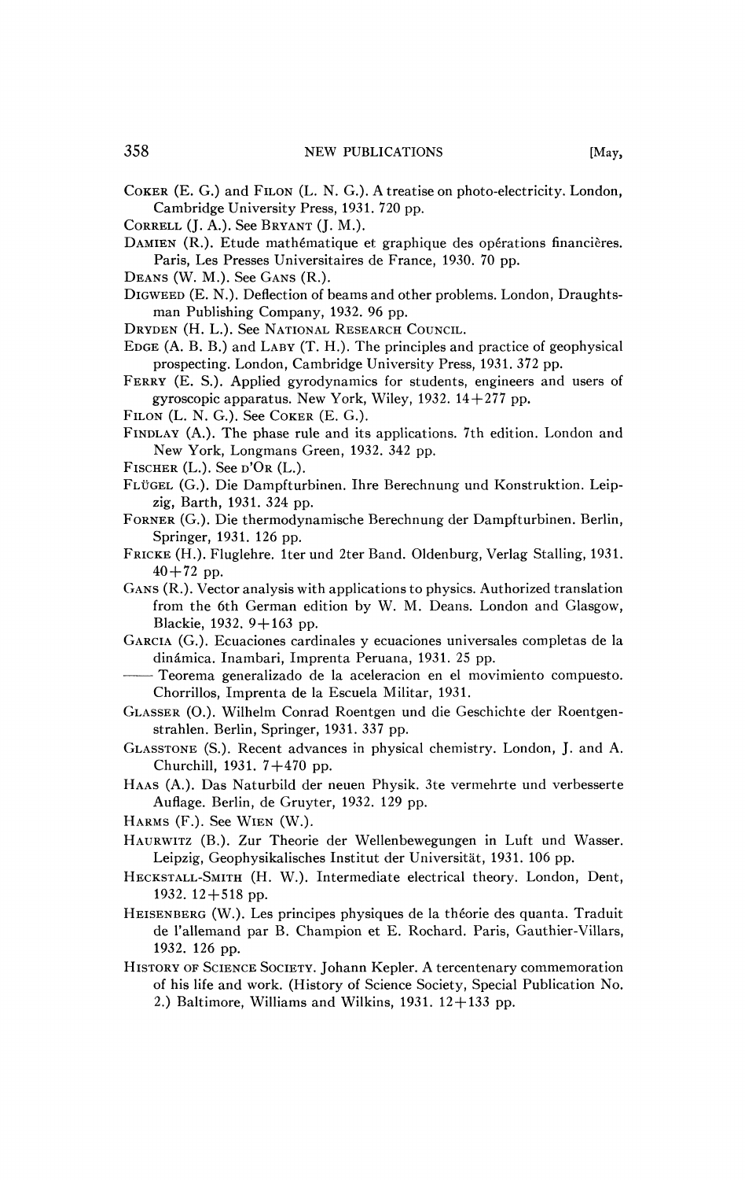COKER (E. G.) and FILON (L. N. G.). A treatise on photo-electricity. London, Cambridge University Press, 1931. 720 pp.

CORRELL (J. A.). See BRYANT (J. M.).

DAMIEN (R.). Etude mathématique et graphique des opérations financières. Paris, Les Presses Universitaires de France, 1930. 70 pp.

DEANS (W. M.). See GANS (R.).

DIGWEED (E. N.). Deflection of beams and other problems. London, Draughtsman Publishing Company, 1932. 96 pp.

DRYDEN (H. L.). See NATIONAL RESEARCH COUNCIL.

EDGE (A. B. B.) and LABY (T. H.). The principles and practice of geophysical prospecting. London, Cambridge University Press, 1931. 372 pp.

FERRY (E. S.). Applied gyrodynamics for students, engineers and users of gyroscopic apparatus. New York, Wiley, 1932. 14+277 pp.

FILON (L. N. G.). See COKER (E. G.).

FINDLAY (A.). The phase rule and its applications. 7th edition. London and New York, Longmans Green, 1932. 342 pp.

FISCHER (L.). See D'OR (L.).

FLÜGEL (G.). Die Dampfturbinen. Ihre Berechnung und Konstruktion. Leipzig, Barth, 1931. 324 pp.

FORNER (G.). Die thermodynamische Berechnung der Dampfturbinen. Berlin, Springer, 1931. 126 pp.

FRICKE (H.). Fluglehre. 1ter und 2ter Band. Oldenburg, Verlag Stalling, 1931. 40+72 pp.

GANS (R.). Vector analysis with applications to physics. Authorized translation from the 6th German edition by W. M. Deans. London and Glasgow, Blackie, 1932. 9+163 pp.

GARCIA (G.). Ecuaciones cardinales y ecuaciones universales completas de la dinámica. Inambari, Imprenta Peruana, 1931. 25 pp.

—— Teorema generalizado de la aceleracion en el movimiento compuesto. Chorrillos, Imprenta de la Escuela Militar, 1931.

GLASSER (O.). Wilhelm Conrad Roentgen und die Geschichte der Roentgenstrahlen. Berlin, Springer, 1931. 337 pp.

GLASSTONE (S.). Recent advances in physical chemistry. London, J. and A. Churchill, 1931. 7+470 pp.

HAAS (A.). Das Naturbild der neuen Physik. 3te vermehrte und verbesserte Auflage. Berlin, de Gruyter, 1932. 129 pp.

HARMS (F.). See WIEN (W.).

HAURWITZ (B.). Zur Theorie der Wellenbewegungen in Luft und Wasser. Leipzig, Geophysikalisches Institut der Universität, 1931. 106 pp.

HECKSTALL-SMITH (H. W.). Intermediate electrical theory. London, Dent, 1932. 12+518 pp.

HEISENBERG (W.). Les principes physiques de la théorie des quanta. Traduit de l'allemand par B. Champion et E. Rochard. Paris, Gauthier-Villars, 1932. 126 pp.

HISTORY OF SCIENCE SOCIETY. Johann Kepler. A tercentenary commemoration of his life and work. (History of Science Society, Special Publication No. 2.) Baltimore, Williams and Wilkins, 1931. 12+133 pp.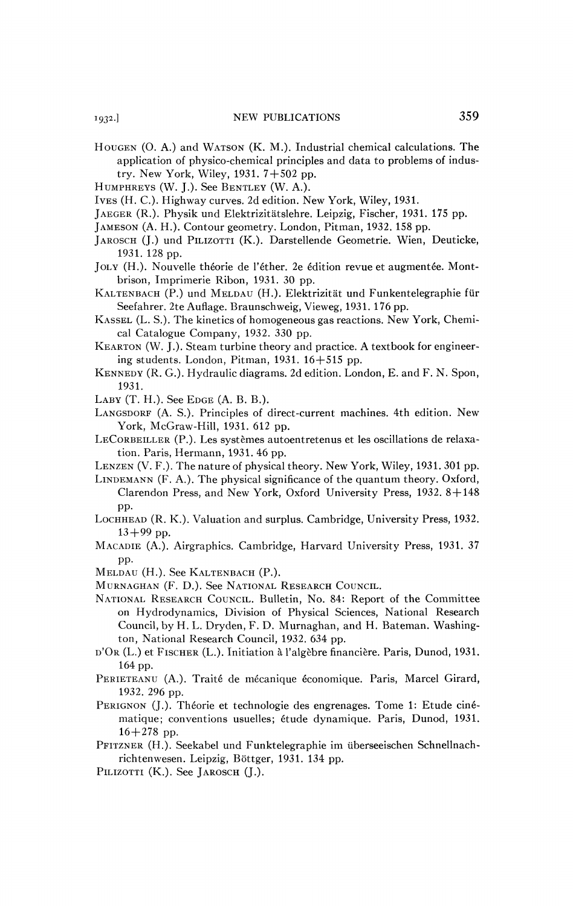HOUGEN (O. A.) and WATSON (K. M.). Industrial chemical calculations. The application of physico-chemical principles and data to problems of industry. New York, Wiley, 1931. 7+502 pp.

HUMPHREYS (W. J.). See BENTLEY (W. A.).

IVES (H. C.). Highway curves. 2d edition. New York, Wiley, 1931.

JAEGER (R.). Physik und Elektrizitätslehre. Leipzig, Fischer, 1931. 175 pp.

JAMESON (A. H.). Contour geometry. London, Pitman, 1932. 158 pp.

JAROSCH (J.) und PILIZOTTI (K.). Darstellende Geometrie. Wien, Deuticke, 1931. 128 pp.

JOLY (H.). Nouvelle théorie de l'éther. 2e édition revue et augmentée. Montbrison, Imprimerie Ribon, 1931. 30 pp.

KALTENBACH (P.) und MELDAU (H.). Elektrizität und Funkentelegraphie für Seefahrer. 2te Auflage. Braunschweig, Vieweg, 1931. 176 pp.

KASSEL (L. S.). The kinetics of homogeneous gas reactions. New York, Chemical Catalogue Company, 1932. 330 pp.

KEARTON (W. J.). Steam turbine theory and practice. A textbook for engineering students. London, Pitman, 1931. 16+515 pp.

KENNEDY (R. G.). Hydraulic diagrams. 2d edition. London, E. and F. N. Spon, 1931.

LABY (T. H.). See EDGE (A. B. B.).

LANGSDORF (A. S.). Principles of direct-current machines. 4th edition. New York, McGraw-Hill, 1931. 612 pp.

LECORBEILLER (P.). Les systèmes autoentretenus et les oscillations de relaxation. Paris, Hermann, 1931. 46 pp.

LENZEN (V. F.). The nature of physical theory. New York, Wiley, 1931. 301 pp.

LINDEMANN (F. A.). The physical significance of the quantum theory. Oxford, Clarendon Press, and New York, Oxford University Press, 1932. 8+148 pp.

LOCHHEAD (R. K.). Valuation and surplus. Cambridge, University Press, 1932. 13+99 pp.

MACADIE (A.). Airgraphics. Cambridge, Harvard University Press, 1931. 37 pp.

MELDAU (H.). See KALTENBACH (P.).

MURNAGHAN (F. D.). See NATIONAL RESEARCH COUNCIL.

NATIONAL RESEARCH COUNCIL. Bulletin, No. 84: Report of the Committee on Hydrodynamics, Division of Physical Sciences, National Research Council, by H. L. Dryden, F. D. Murnaghan, and H. Bateman. Washington, National Research Council, 1932. 634 pp.

D'OR (L.) et FISCHER (L.). Initiation à l'algèbre financière. Paris, Dunod, 1931. 164 pp.

PERIETEANU (A.). Traité de mécanique économique. Paris, Marcel Girard, 1932. 296 pp.

PERIGNON (J.). Théorie et technologie des engrenages. Tome 1: Etude cinématique; conventions usuelles; étude dynamique. Paris, Dunod, 1931. 16+278 pp.

PFITZNER (H.). Seekabel und Funktelegraphie im überseeischen Schnellnachrichtenwesen. Leipzig, Böttger, 1931. 134 pp.

PILIZOTTI (K.). See JAROSCH (J.).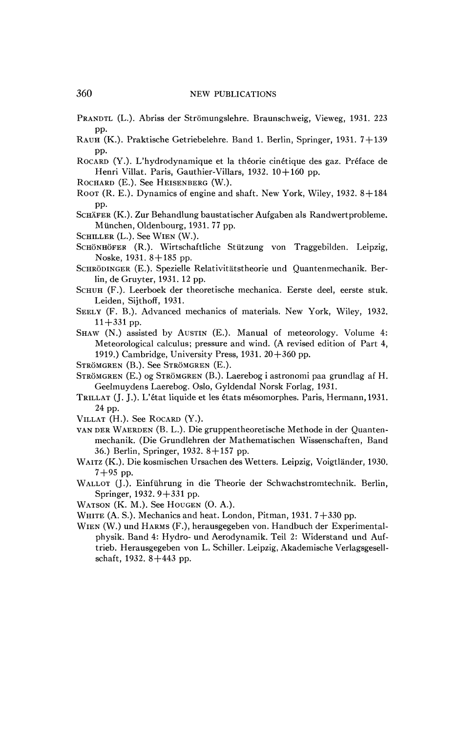Prandtl (L.). Abriss der Strömungslehre. Braunschweig, Vieweg, 1931. 223 pp.

Rauh (K.). Praktische Getriebelehre. Band 1. Berlin, Springer, 1931. 7+139 pp.

Rocard (Y.). L'hydrodynamique et la théorie cinétique des gaz. Préface de Henri Villat. Paris, Gauthier-Villars, 1932. 10+160 pp.

Rochard (E.). See Heisenberg (W.).

Root (R. E.). Dynamics of engine and shaft. New York, Wiley, 1932. 8+184 pp.

Schäfer (K.). Zur Behandlung baustatischer Aufgaben als Randwertprobleme. München, Oldenbourg, 1931. 77 pp.

Schiller (L.). See Wien (W.).

Schönhöfer (R.). Wirtschaftliche Stützung von Traggebilden. Leipzig, Noske, 1931. 8+185 pp.

Schrödinger (E.). Spezielle Relativitätstheorie und Quantenmechanik. Berlin, de Gruyter, 1931. 12 pp.

Schuh (F.). Leerboek der theoretische mechanica. Eerste deel, eerste stuk. Leiden, Sijthoff, 1931.

Seely (F. B.). Advanced mechanics of materials. New York, Wiley, 1932. 11+331 pp.

Shaw (N.) assisted by Austin (E.). Manual of meteorology. Volume 4: Meteorological calculus; pressure and wind. (A revised edition of Part 4, 1919.) Cambridge, University Press, 1931. 20+360 pp.

Strömgren (B.). See Strömgren (E.).

Strömgren (E.) og Strömgren (B.). Laerebog i astronomi paa grundlag af H. Geelmuydens Laerebog. Oslo, Gyldendal Norsk Forlag, 1931.

Trillat (J. J.). L'état liquide et les états mésomorphes. Paris, Hermann, 1931. 24 pp.

Villat (H.). See Rocard (Y.).

van der Waerden (B. L.). Die gruppentheoretische Methode in der Quantenmechanik. (Die Grundlehren der Mathematischen Wissenschaften, Band 36.) Berlin, Springer, 1932. 8+157 pp.

Waitz (K.). Die kosmischen Ursachen des Wetters. Leipzig, Voigtländer, 1930. 7+95 pp.

Wallot (J.). Einführung in die Theorie der Schwachstromtechnik. Berlin, Springer, 1932. 9+331 pp.

Watson (K. M.). See Hougen (O. A.).

White (A. S.). Mechanics and heat. London, Pitman, 1931. 7+330 pp.

Wien (W.) und Harms (F.), herausgegeben von. Handbuch der Experimentalphysik. Band 4: Hydro- und Aerodynamik. Teil 2: Widerstand und Auftrieb. Herausgegeben von L. Schiller. Leipzig, Akademische Verlagsgesellschaft, 1932. 8+443 pp.